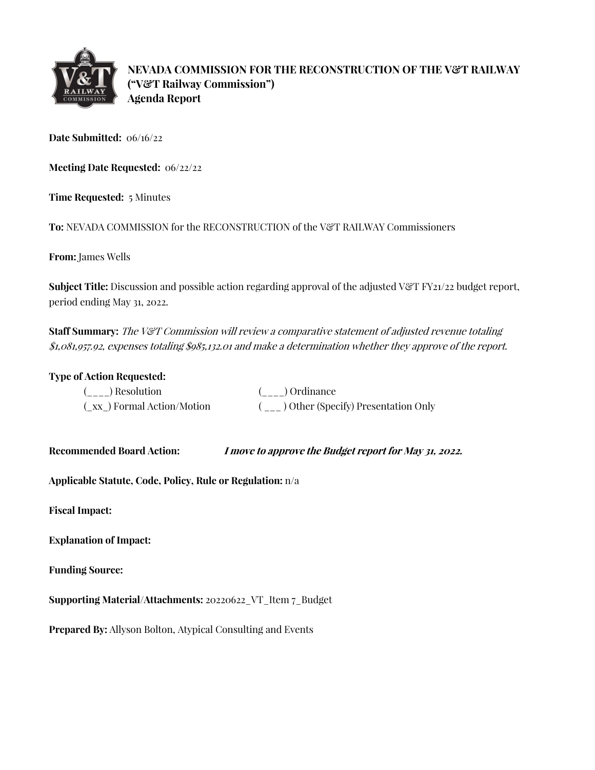**NEVADA COMMISSION FOR THE RECONSTRUCTION OF THE V&T RAILWAY**
**("V&T Railway Commission")**
**Agenda Report**

**Date Submitted:** 06/16/22

**Meeting Date Requested:** 06/22/22

**Time Requested:** 5 Minutes

**To:** NEVADA COMMISSION for the RECONSTRUCTION of the V&T RAILWAY Commissioners

**From:** James Wells

**Subject Title:** Discussion and possible action regarding approval of the adjusted V&T FY21/22 budget report, period ending May 31, 2022.

**Staff Summary:** *The V&T Commission will review a comparative statement of adjusted revenue totaling $1,081,957.92, expenses totaling $985,132.01 and make a determination whether they approve of the report.*

**Type of Action Requested:**

(____) Resolution　　　　　　(____) Ordinance

(_xx_) Formal Action/Motion　　( ___ ) Other (Specify) Presentation Only

**Recommended Board Action:** ***I move to approve the Budget report for May 31, 2022.***

**Applicable Statute, Code, Policy, Rule or Regulation:** n/a

**Fiscal Impact:**

**Explanation of Impact:**

**Funding Source:**

**Supporting Material/Attachments:** 20220622_VT_Item 7_Budget

**Prepared By:** Allyson Bolton, Atypical Consulting and Events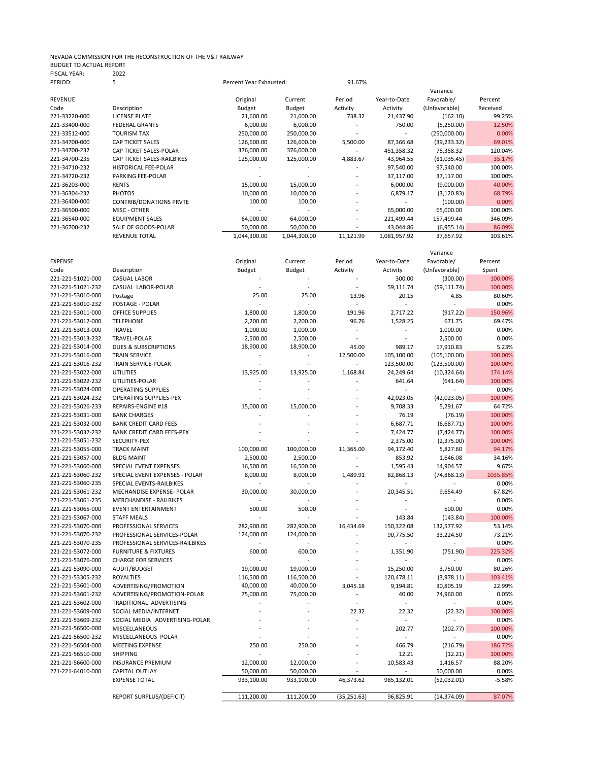NEVADA COMMISSION FOR THE RECONSTRUCTION OF THE V&T RAILWAY
BUDGET TO ACTUAL REPORT
FISCAL YEAR: 2022
PERIOD: 5 Percent Year Exhausted: 91.67%

| REVENUE Code | Description | Original Budget | Current Budget | Period Activity | Year-to-Date Activity | Variance Favorable/ (Unfavorable) | Percent Received |
|---|---|---|---|---|---|---|---|
| 221-33220-000 | LICENSE PLATE | 21,600.00 | 21,600.00 | 738.32 | 21,437.90 | (162.10) | 99.25% |
| 221-33400-000 | FEDERAL GRANTS | 6,000.00 | 6,000.00 | - | 750.00 | (5,250.00) | 12.50% |
| 221-33512-000 | TOURISM TAX | 250,000.00 | 250,000.00 | - | - | (250,000.00) | 0.00% |
| 221-34700-000 | CAP TICKET SALES | 126,600.00 | 126,600.00 | 5,500.00 | 87,366.68 | (39,233.32) | 69.01% |
| 221-34700-232 | CAP TICKET SALES-POLAR | 376,000.00 | 376,000.00 | - | 451,358.32 | 75,358.32 | 120.04% |
| 221-34700-235 | CAP TICKET SALES-RAILBIKES | 125,000.00 | 125,000.00 | 4,883.67 | 43,964.55 | (81,035.45) | 35.17% |
| 221-34710-232 | HISTORICAL FEE-POLAR | - | - | - | 97,540.00 | 97,540.00 | 100.00% |
| 221-34720-232 | PARKING FEE-POLAR | - | - | - | 37,117.00 | 37,117.00 | 100.00% |
| 221-36203-000 | RENTS | 15,000.00 | 15,000.00 | - | 6,000.00 | (9,000.00) | 40.00% |
| 221-36304-232 | PHOTOS | 10,000.00 | 10,000.00 | - | 6,879.17 | (3,120.83) | 68.79% |
| 221-36400-000 | CONTRIB/DONATIONS PRVTE | 100.00 | 100.00 | - | - | (100.00) | 0.00% |
| 221-36500-000 | MISC - OTHER | - | - | - | 65,000.00 | 65,000.00 | 100.00% |
| 221-36540-000 | EQUIPMENT SALES | 64,000.00 | 64,000.00 | - | 221,499.44 | 157,499.44 | 346.09% |
| 221-36700-232 | SALE OF GOODS-POLAR | 50,000.00 | 50,000.00 | - | 43,044.86 | (6,955.14) | 86.09% |
| | REVENUE TOTAL | 1,044,300.00 | 1,044,300.00 | 11,121.99 | 1,081,957.92 | 37,657.92 | 103.61% |

| EXPENSE Code | Description | Original Budget | Current Budget | Period Activity | Year-to-Date Activity | Variance Favorable/ (Unfavorable) | Percent Spent |
|---|---|---|---|---|---|---|---|
| 221-221-51021-000 | CASUAL LABOR | - | - | - | 300.00 | (300.00) | 100.00% |
| 221-221-51021-232 | CASUAL LABOR-POLAR | - | - | - | 59,111.74 | (59,111.74) | 100.00% |
| 221-221-53010-000 | Postage | 25.00 | 25.00 | 13.96 | 20.15 | 4.85 | 80.60% |
| 221-221-53010-232 | POSTAGE - POLAR | - | - | - | - | - | 0.00% |
| 221-221-53011-000 | OFFICE SUPPLIES | 1,800.00 | 1,800.00 | 191.96 | 2,717.22 | (917.22) | 150.96% |
| 221-221-53012-000 | TELEPHONE | 2,200.00 | 2,200.00 | 96.76 | 1,528.25 | 671.75 | 69.47% |
| 221-221-53013-000 | TRAVEL | 1,000.00 | 1,000.00 | - | - | 1,000.00 | 0.00% |
| 221-221-53013-232 | TRAVEL-POLAR | 2,500.00 | 2,500.00 | - | - | 2,500.00 | 0.00% |
| 221-221-53014-000 | DUES & SUBSCRIPTIONS | 18,900.00 | 18,900.00 | 45.00 | 989.17 | 17,910.83 | 5.23% |
| 221-221-53016-000 | TRAIN SERVICE | - | - | 12,500.00 | 105,100.00 | (105,100.00) | 100.00% |
| 221-221-53016-232 | TRAIN SERVICE-POLAR | - | - | - | 123,500.00 | (123,500.00) | 100.00% |
| 221-221-53022-000 | UTILITIES | 13,925.00 | 13,925.00 | 1,168.84 | 24,249.64 | (10,324.64) | 174.14% |
| 221-221-53022-232 | UTILITIES-POLAR | - | - | - | 641.64 | (641.64) | 100.00% |
| 221-221-53024-000 | OPERATING SUPPLIES | - | - | - | - | - | 0.00% |
| 221-221-53024-232 | OPERATING SUPPLIES-PEX | - | - | - | 42,023.05 | (42,023.05) | 100.00% |
| 221-221-53026-233 | REPAIRS-ENGINE #18 | 15,000.00 | 15,000.00 | - | 9,708.33 | 5,291.67 | 64.72% |
| 221-221-53031-000 | BANK CHARGES | - | - | - | 76.19 | (76.19) | 100.00% |
| 221-221-53032-000 | BANK CREDIT CARD FEES | - | - | - | 6,687.71 | (6,687.71) | 100.00% |
| 221-221-53032-232 | BANK CREDIT CARD FEES-PEX | - | - | - | 7,424.77 | (7,424.77) | 100.00% |
| 221-221-53051-232 | SECURITY-PEX | - | - | - | 2,375.00 | (2,375.00) | 100.00% |
| 221-221-53055-000 | TRACK MAINT | 100,000.00 | 100,000.00 | 11,365.00 | 94,172.40 | 5,827.60 | 94.17% |
| 221-221-53057-000 | BLDG MAINT | 2,500.00 | 2,500.00 | - | 853.92 | 1,646.08 | 34.16% |
| 221-221-53060-000 | SPECIAL EVENT EXPENSES | 16,500.00 | 16,500.00 | - | 1,595.43 | 14,904.57 | 9.67% |
| 221-221-53060-232 | SPECIAL EVENT EXPENSES - POLAR | 8,000.00 | 8,000.00 | 1,489.91 | 82,868.13 | (74,868.13) | 1035.85% |
| 221-221-53060-235 | SPECIAL EVENTS-RAILBIKES | - | - | - | - | - | 0.00% |
| 221-221-53061-232 | MECHANDISE EXPENSE- POLAR | 30,000.00 | 30,000.00 | - | 20,345.51 | 9,654.49 | 67.82% |
| 221-221-53061-235 | MERCHANDISE - RAILBIKES | - | - | - | - | - | 0.00% |
| 221-221-53065-000 | EVENT ENTERTAINMENT | 500.00 | 500.00 | - | - | 500.00 | 0.00% |
| 221-221-53067-000 | STAFF MEALS | - | - | - | 143.84 | (143.84) | 100.00% |
| 221-221-53070-000 | PROFESSIONAL SERVICES | 282,900.00 | 282,900.00 | 16,434.69 | 150,322.08 | 132,577.92 | 53.14% |
| 221-221-53070-232 | PROFESSIONAL SERVICES-POLAR | 124,000.00 | 124,000.00 | - | 90,775.50 | 33,224.50 | 73.21% |
| 221-221-53070-235 | PROFESSIONAL SERVICES-RAILBIKES | - | - | - | - | - | 0.00% |
| 221-221-53072-000 | FURNITURE & FIXTURES | 600.00 | 600.00 | - | 1,351.90 | (751.90) | 225.32% |
| 221-221-53076-000 | CHARGE FOR SERVICES | - | - | - | - | - | 0.00% |
| 221-221-53090-000 | AUDIT/BUDGET | 19,000.00 | 19,000.00 | - | 15,250.00 | 3,750.00 | 80.26% |
| 221-221-53305-232 | ROYALTIES | 116,500.00 | 116,500.00 | - | 120,478.11 | (3,978.11) | 103.41% |
| 221-221-53601-000 | ADVERTISING/PROMOTION | 40,000.00 | 40,000.00 | 3,045.18 | 9,194.81 | 30,805.19 | 22.99% |
| 221-221-53601-232 | ADVERTISING/PROMOTION-POLAR | 75,000.00 | 75,000.00 | - | 40.00 | 74,960.00 | 0.05% |
| 221-221-53602-000 | TRADITIONAL ADVERTISING | - | - | - | - | - | 0.00% |
| 221-221-53609-000 | SOCIAL MEDIA/INTERNET | - | - | 22.32 | 22.32 | (22.32) | 100.00% |
| 221-221-53609-232 | SOCIAL MEDIA ADVERTISING-POLAR | - | - | - | - | - | 0.00% |
| 221-221-56500-000 | MISCELLANEOUS | - | - | - | 202.77 | (202.77) | 100.00% |
| 221-221-56500-232 | MISCELLANEOUS POLAR | - | - | - | - | - | 0.00% |
| 221-221-56504-000 | MEETING EXPENSE | 250.00 | 250.00 | - | 466.79 | (216.79) | 186.72% |
| 221-221-56510-000 | SHIPPING | - | - | - | 12.21 | (12.21) | 100.00% |
| 221-221-56600-000 | INSURANCE PREMIUM | 12,000.00 | 12,000.00 | - | 10,583.43 | 1,416.57 | 88.20% |
| 221-221-64010-000 | CAPITAL OUTLAY | 50,000.00 | 50,000.00 | - | - | 50,000.00 | 0.00% |
| | EXPENSE TOTAL | 933,100.00 | 933,100.00 | 46,373.62 | 985,132.01 | (52,032.01) | -5.58% |
| | REPORT SURPLUS/(DEFICIT) | 111,200.00 | 111,200.00 | (35,251.63) | 96,825.91 | (14,374.09) | 87.07% |